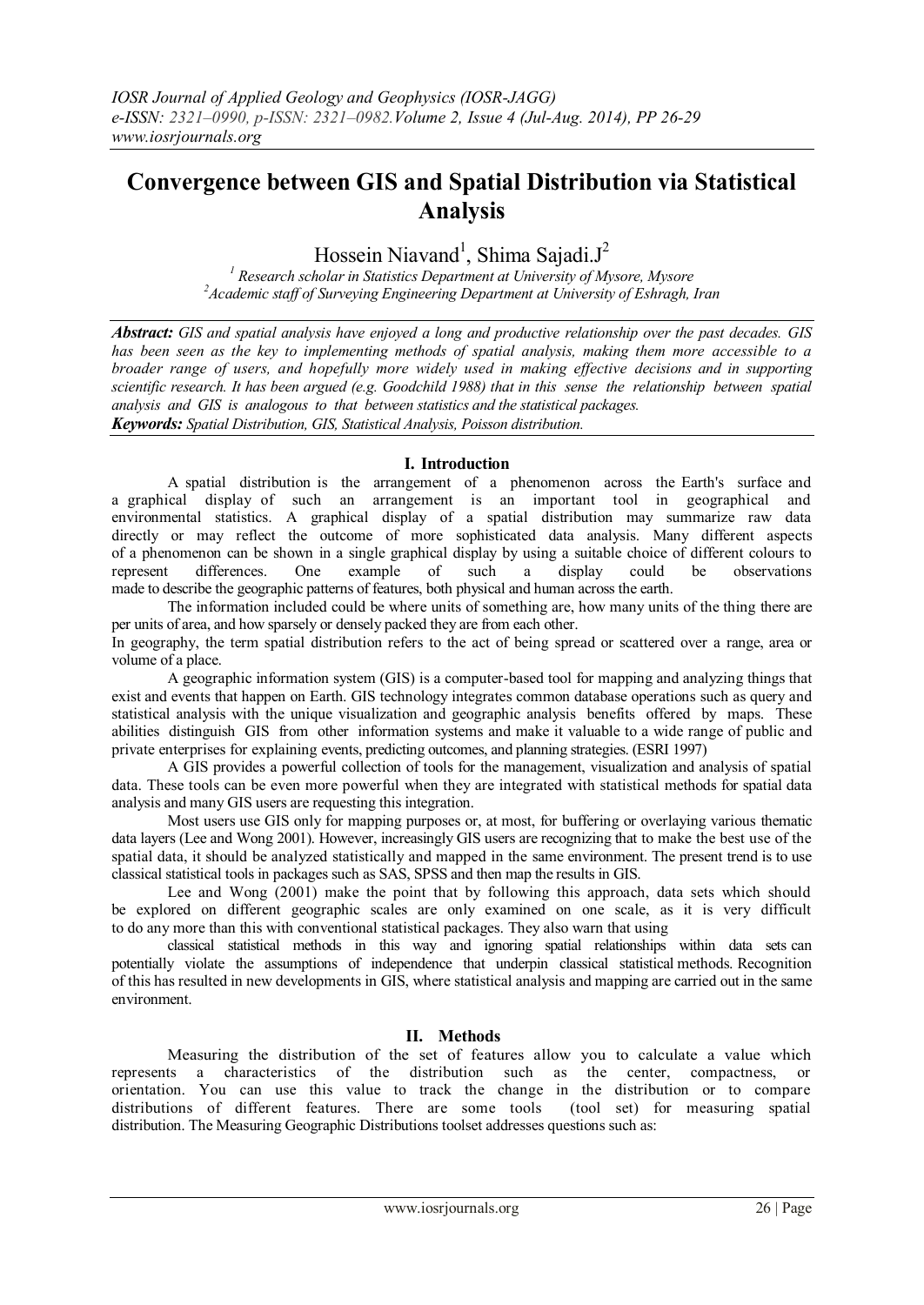# Convergence between GIS and Spatial Distribution via Statistical Analysis

Hossein Niavand[1], Shima Sajadi.J[2]

[1] *Research scholar in Statistics Department at University of Mysore, Mysore*
[2] *Academic staff of Surveying Engineering Department at University of Eshragh, Iran*

***Abstract:*** *GIS and spatial analysis have enjoyed a long and productive relationship over the past decades. GIS has been seen as the key to implementing methods of spatial analysis, making them more accessible to a broader range of users, and hopefully more widely used in making effective decisions and in supporting scientific research. It has been argued (e.g. Goodchild 1988) that in this sense the relationship between spatial analysis and GIS is analogous to that between statistics and the statistical packages.*

***Keywords:*** *Spatial Distribution, GIS, Statistical Analysis, Poisson distribution.*

## I. Introduction

A spatial distribution is the arrangement of a phenomenon across the Earth's surface and a graphical display of such an arrangement is an important tool in geographical and environmental statistics. A graphical display of a spatial distribution may summarize raw data directly or may reflect the outcome of more sophisticated data analysis. Many different aspects of a phenomenon can be shown in a single graphical display by using a suitable choice of different colours to represent differences. One example of such a display could be observations made to describe the geographic patterns of features, both physical and human across the earth.

The information included could be where units of something are, how many units of the thing there are per units of area, and how sparsely or densely packed they are from each other.

In geography, the term spatial distribution refers to the act of being spread or scattered over a range, area or volume of a place.

A geographic information system (GIS) is a computer-based tool for mapping and analyzing things that exist and events that happen on Earth. GIS technology integrates common database operations such as query and statistical analysis with the unique visualization and geographic analysis benefits offered by maps. These abilities distinguish GIS from other information systems and make it valuable to a wide range of public and private enterprises for explaining events, predicting outcomes, and planning strategies. (ESRI 1997)

A GIS provides a powerful collection of tools for the management, visualization and analysis of spatial data. These tools can be even more powerful when they are integrated with statistical methods for spatial data analysis and many GIS users are requesting this integration.

Most users use GIS only for mapping purposes or, at most, for buffering or overlaying various thematic data layers (Lee and Wong 2001). However, increasingly GIS users are recognizing that to make the best use of the spatial data, it should be analyzed statistically and mapped in the same environment. The present trend is to use classical statistical tools in packages such as SAS, SPSS and then map the results in GIS.

Lee and Wong (2001) make the point that by following this approach, data sets which should be explored on different geographic scales are only examined on one scale, as it is very difficult to do any more than this with conventional statistical packages. They also warn that using classical statistical methods in this way and ignoring spatial relationships within data sets can potentially violate the assumptions of independence that underpin classical statistical methods. Recognition of this has resulted in new developments in GIS, where statistical analysis and mapping are carried out in the same environment.

## II. Methods

Measuring the distribution of the set of features allow you to calculate a value which represents a characteristics of the distribution such as the center, compactness, or orientation. You can use this value to track the change in the distribution or to compare distributions of different features. There are some tools (tool set) for measuring spatial distribution. The Measuring Geographic Distributions toolset addresses questions such as: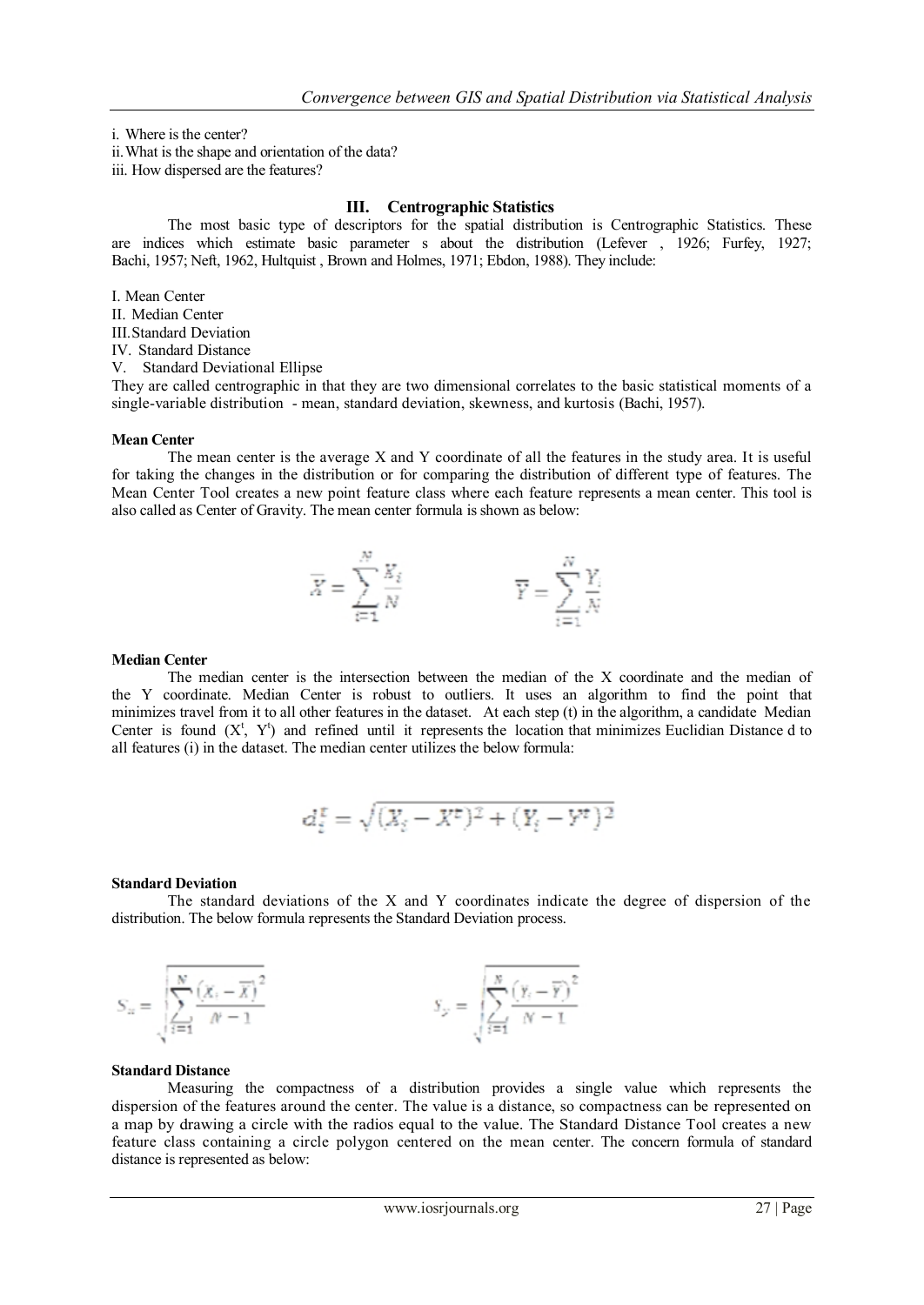i. Where is the center?
ii. What is the shape and orientation of the data?
iii. How dispersed are the features?

## III. Centrographic Statistics

The most basic type of descriptors for the spatial distribution is Centrographic Statistics. These are indices which estimate basic parameter s about the distribution (Lefever , 1926; Furfey, 1927; Bachi, 1957; Neft, 1962, Hultquist , Brown and Holmes, 1971; Ebdon, 1988). They include:

I. Mean Center
II. Median Center
III. Standard Deviation
IV. Standard Distance
V. Standard Deviational Ellipse

They are called centrographic in that they are two dimensional correlates to the basic statistical moments of a single-variable distribution - mean, standard deviation, skewness, and kurtosis (Bachi, 1957).

**Mean Center**

The mean center is the average X and Y coordinate of all the features in the study area. It is useful for taking the changes in the distribution or for comparing the distribution of different type of features. The Mean Center Tool creates a new point feature class where each feature represents a mean center. This tool is also called as Center of Gravity. The mean center formula is shown as below:

$$\bar{X} = \sum_{i=1}^{N} \frac{X_i}{N} \qquad \bar{Y} = \sum_{i=1}^{N} \frac{Y_i}{N}$$

**Median Center**

The median center is the intersection between the median of the X coordinate and the median of the Y coordinate. Median Center is robust to outliers. It uses an algorithm to find the point that minimizes travel from it to all other features in the dataset. At each step (t) in the algorithm, a candidate Median Center is found ($X^t$, $Y^t$) and refined until it represents the location that minimizes Euclidian Distance d to all features (i) in the dataset. The median center utilizes the below formula:

$$d_i^t = \sqrt{(X_i - X^t)^2 + (Y_i - Y^t)^2}$$

**Standard Deviation**

The standard deviations of the X and Y coordinates indicate the degree of dispersion of the distribution. The below formula represents the Standard Deviation process.

$$S_x = \sqrt{\sum_{i=1}^{N} \frac{(X_i - \bar{X})^2}{N-1}} \qquad S_y = \sqrt{\sum_{i=1}^{N} \frac{(Y_i - \bar{Y})^2}{N-1}}$$

**Standard Distance**

Measuring the compactness of a distribution provides a single value which represents the dispersion of the features around the center. The value is a distance, so compactness can be represented on a map by drawing a circle with the radios equal to the value. The Standard Distance Tool creates a new feature class containing a circle polygon centered on the mean center. The concern formula of standard distance is represented as below: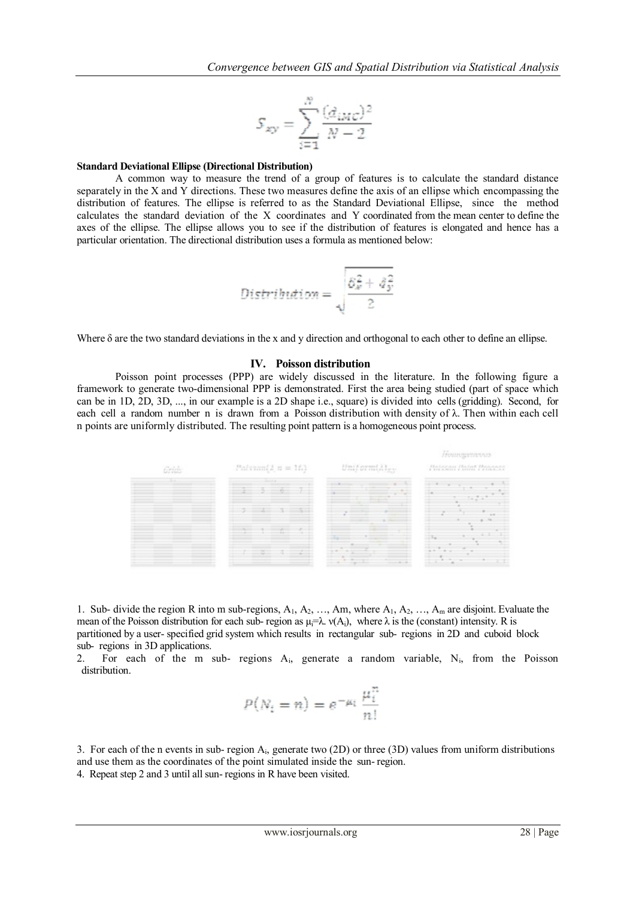$$S_{xy} = \sum_{i=1}^{N} \frac{(d_{iMC})^2}{N-2}$$

**Standard Deviational Ellipse (Directional Distribution)**

A common way to measure the trend of a group of features is to calculate the standard distance separately in the X and Y directions. These two measures define the axis of an ellipse which encompassing the distribution of features. The ellipse is referred to as the Standard Deviational Ellipse, since the method calculates the standard deviation of the X coordinates and Y coordinated from the mean center to define the axes of the ellipse. The ellipse allows you to see if the distribution of features is elongated and hence has a particular orientation. The directional distribution uses a formula as mentioned below:

$$Distribution = \sqrt{\frac{\delta_x^2 + \delta_y^2}{2}}$$

Where δ are the two standard deviations in the x and y direction and orthogonal to each other to define an ellipse.

## IV. Poisson distribution

Poisson point processes (PPP) are widely discussed in the literature. In the following figure a framework to generate two-dimensional PPP is demonstrated. First the area being studied (part of space which can be in 1D, 2D, 3D, ..., in our example is a 2D shape i.e., square) is divided into cells (gridding). Second, for each cell a random number n is drawn from a Poisson distribution with density of λ. Then within each cell n points are uniformly distributed. The resulting point pattern is a homogeneous point process.

1. Sub- divide the region R into m sub-regions, $A_1, A_2, \ldots, Am$, where $A_1, A_2, \ldots, A_m$ are disjoint. Evaluate the mean of the Poisson distribution for each sub- region as $\mu_i = \lambda . \nu(A_i)$, where λ is the (constant) intensity. R is partitioned by a user- specified grid system which results in rectangular sub- regions in 2D and cuboid block sub- regions in 3D applications.
2. For each of the m sub- regions $A_i$, generate a random variable, $N_i$, from the Poisson distribution.

$$P(N_i = n) = e^{-\mu_i} \frac{\mu_i^n}{n!}$$

3. For each of the n events in sub- region $A_i$, generate two (2D) or three (3D) values from uniform distributions and use them as the coordinates of the point simulated inside the sun- region.
4. Repeat step 2 and 3 until all sun- regions in R have been visited.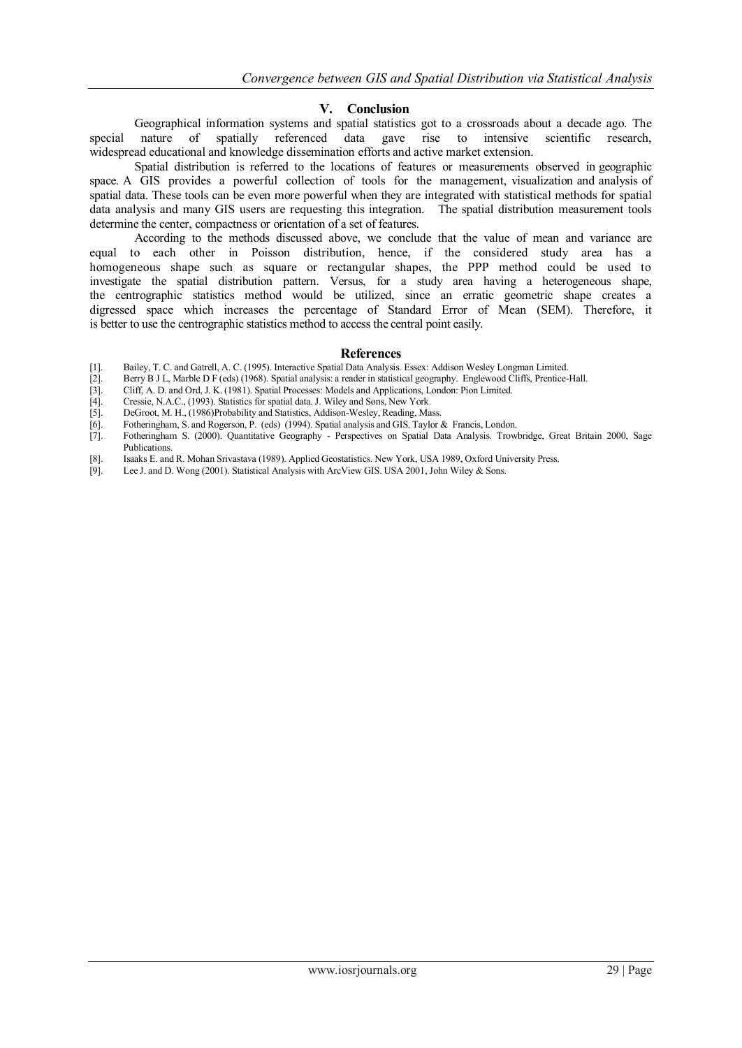## V. Conclusion

Geographical information systems and spatial statistics got to a crossroads about a decade ago. The special nature of spatially referenced data gave rise to intensive scientific research, widespread educational and knowledge dissemination efforts and active market extension.

Spatial distribution is referred to the locations of features or measurements observed in geographic space. A GIS provides a powerful collection of tools for the management, visualization and analysis of spatial data. These tools can be even more powerful when they are integrated with statistical methods for spatial data analysis and many GIS users are requesting this integration. The spatial distribution measurement tools determine the center, compactness or orientation of a set of features.

According to the methods discussed above, we conclude that the value of mean and variance are equal to each other in Poisson distribution, hence, if the considered study area has a homogeneous shape such as square or rectangular shapes, the PPP method could be used to investigate the spatial distribution pattern. Versus, for a study area having a heterogeneous shape, the centrographic statistics method would be utilized, since an erratic geometric shape creates a digressed space which increases the percentage of Standard Error of Mean (SEM). Therefore, it is better to use the centrographic statistics method to access the central point easily.

## References

[1]. Bailey, T. C. and Gatrell, A. C. (1995). Interactive Spatial Data Analysis. Essex: Addison Wesley Longman Limited.

[2]. Berry B J L, Marble D F (eds) (1968). Spatial analysis: a reader in statistical geography. Englewood Cliffs, Prentice-Hall.

[3]. Cliff, A. D. and Ord, J. K. (1981). Spatial Processes: Models and Applications, London: Pion Limited.

[4]. Cressie, N.A.C., (1993). Statistics for spatial data. J. Wiley and Sons, New York.

[5]. DeGroot, M. H., (1986)Probability and Statistics, Addison-Wesley, Reading, Mass.

[6]. Fotheringham, S. and Rogerson, P. (eds) (1994). Spatial analysis and GIS. Taylor & Francis, London.

[7]. Fotheringham S. (2000). Quantitative Geography - Perspectives on Spatial Data Analysis. Trowbridge, Great Britain 2000, Sage Publications.

[8]. Isaaks E. and R. Mohan Srivastava (1989). Applied Geostatistics. New York, USA 1989, Oxford University Press.

[9]. Lee J. and D. Wong (2001). Statistical Analysis with ArcView GIS. USA 2001, John Wiley & Sons.